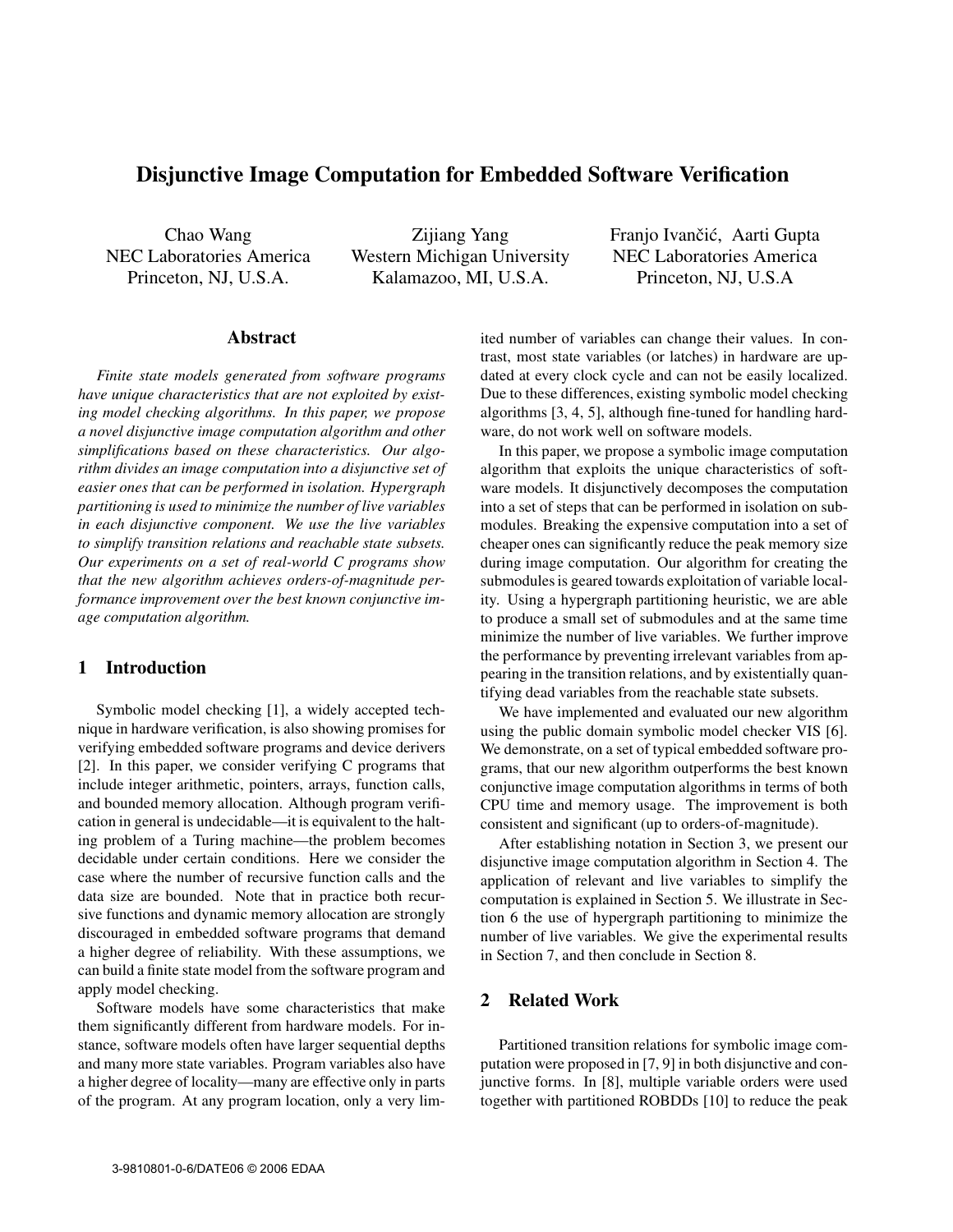# Disjunctive Image Computation for Embedded Software Verification

Chao Wang
NEC Laboratories America
Princeton, NJ, U.S.A.

Zijiang Yang
Western Michigan University
Kalamazoo, MI, U.S.A.

Franjo Ivančić, Aarti Gupta
NEC Laboratories America
Princeton, NJ, U.S.A

## Abstract

*Finite state models generated from software programs have unique characteristics that are not exploited by existing model checking algorithms. In this paper, we propose a novel disjunctive image computation algorithm and other simplifications based on these characteristics. Our algorithm divides an image computation into a disjunctive set of easier ones that can be performed in isolation. Hypergraph partitioning is used to minimize the number of live variables in each disjunctive component. We use the live variables to simplify transition relations and reachable state subsets. Our experiments on a set of real-world C programs show that the new algorithm achieves orders-of-magnitude performance improvement over the best known conjunctive image computation algorithm.*

## 1 Introduction

Symbolic model checking [1], a widely accepted technique in hardware verification, is also showing promises for verifying embedded software programs and device derivers [2]. In this paper, we consider verifying C programs that include integer arithmetic, pointers, arrays, function calls, and bounded memory allocation. Although program verification in general is undecidable—it is equivalent to the halting problem of a Turing machine—the problem becomes decidable under certain conditions. Here we consider the case where the number of recursive function calls and the data size are bounded. Note that in practice both recursive functions and dynamic memory allocation are strongly discouraged in embedded software programs that demand a higher degree of reliability. With these assumptions, we can build a finite state model from the software program and apply model checking.

Software models have some characteristics that make them significantly different from hardware models. For instance, software models often have larger sequential depths and many more state variables. Program variables also have a higher degree of locality—many are effective only in parts of the program. At any program location, only a very limited number of variables can change their values. In contrast, most state variables (or latches) in hardware are updated at every clock cycle and can not be easily localized. Due to these differences, existing symbolic model checking algorithms [3, 4, 5], although fine-tuned for handling hardware, do not work well on software models.

In this paper, we propose a symbolic image computation algorithm that exploits the unique characteristics of software models. It disjunctively decomposes the computation into a set of steps that can be performed in isolation on submodules. Breaking the expensive computation into a set of cheaper ones can significantly reduce the peak memory size during image computation. Our algorithm for creating the submodules is geared towards exploitation of variable locality. Using a hypergraph partitioning heuristic, we are able to produce a small set of submodules and at the same time minimize the number of live variables. We further improve the performance by preventing irrelevant variables from appearing in the transition relations, and by existentially quantifying dead variables from the reachable state subsets.

We have implemented and evaluated our new algorithm using the public domain symbolic model checker VIS [6]. We demonstrate, on a set of typical embedded software programs, that our new algorithm outperforms the best known conjunctive image computation algorithms in terms of both CPU time and memory usage. The improvement is both consistent and significant (up to orders-of-magnitude).

After establishing notation in Section 3, we present our disjunctive image computation algorithm in Section 4. The application of relevant and live variables to simplify the computation is explained in Section 5. We illustrate in Section 6 the use of hypergraph partitioning to minimize the number of live variables. We give the experimental results in Section 7, and then conclude in Section 8.

## 2 Related Work

Partitioned transition relations for symbolic image computation were proposed in [7, 9] in both disjunctive and conjunctive forms. In [8], multiple variable orders were used together with partitioned ROBDDs [10] to reduce the peak

3-9810801-0-6/DATE06 © 2006 EDAA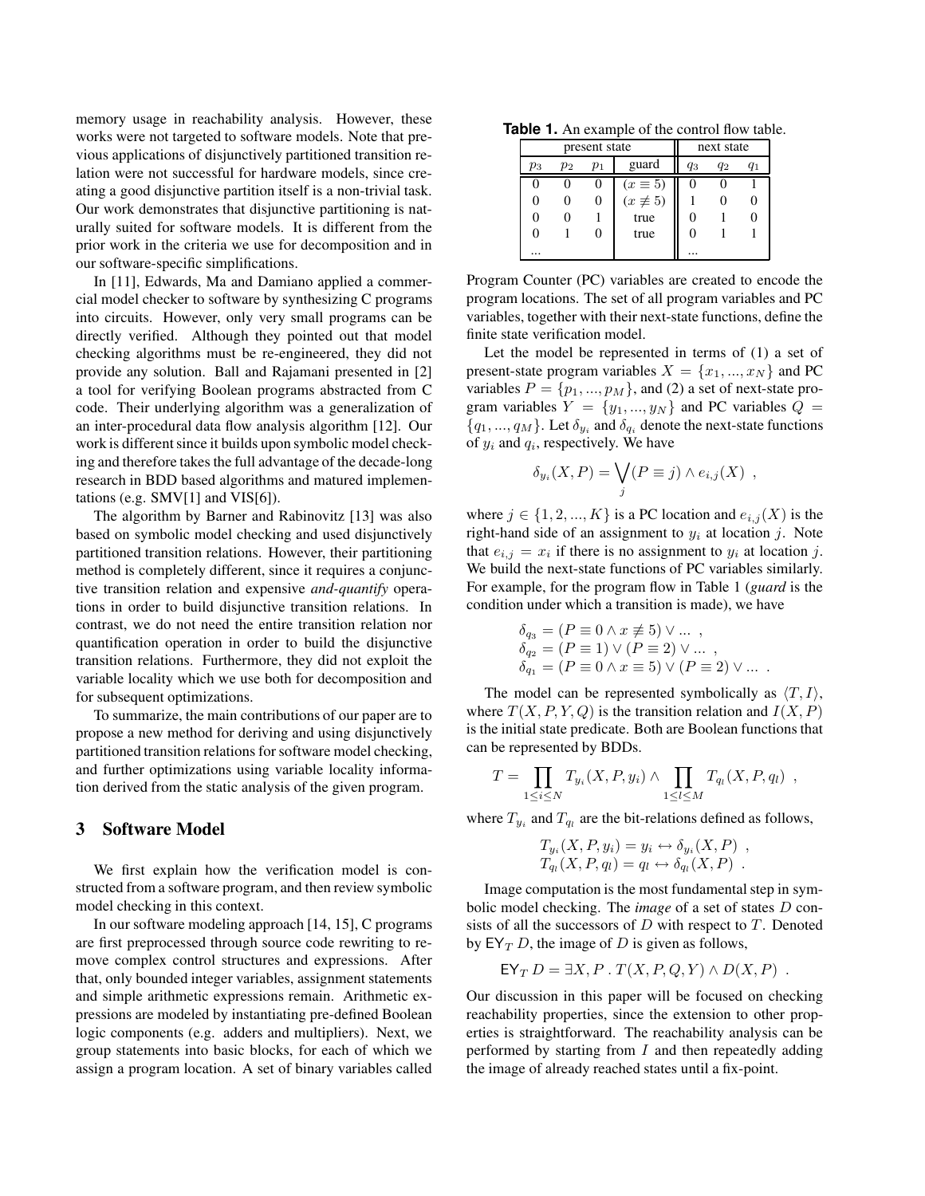memory usage in reachability analysis. However, these works were not targeted to software models. Note that previous applications of disjunctively partitioned transition relation were not successful for hardware models, since creating a good disjunctive partition itself is a non-trivial task. Our work demonstrates that disjunctive partitioning is naturally suited for software models. It is different from the prior work in the criteria we use for decomposition and in our software-specific simplifications.

In [11], Edwards, Ma and Damiano applied a commercial model checker to software by synthesizing C programs into circuits. However, only very small programs can be directly verified. Although they pointed out that model checking algorithms must be re-engineered, they did not provide any solution. Ball and Rajamani presented in [2] a tool for verifying Boolean programs abstracted from C code. Their underlying algorithm was a generalization of an inter-procedural data flow analysis algorithm [12]. Our work is different since it builds upon symbolic model checking and therefore takes the full advantage of the decade-long research in BDD based algorithms and matured implementations (e.g. SMV[1] and VIS[6]).

The algorithm by Barner and Rabinovitz [13] was also based on symbolic model checking and used disjunctively partitioned transition relations. However, their partitioning method is completely different, since it requires a conjunctive transition relation and expensive *and-quantify* operations in order to build disjunctive transition relations. In contrast, we do not need the entire transition relation nor quantification operation in order to build the disjunctive transition relations. Furthermore, they did not exploit the variable locality which we use both for decomposition and for subsequent optimizations.

To summarize, the main contributions of our paper are to propose a new method for deriving and using disjunctively partitioned transition relations for software model checking, and further optimizations using variable locality information derived from the static analysis of the given program.

## 3 Software Model

We first explain how the verification model is constructed from a software program, and then review symbolic model checking in this context.

In our software modeling approach [14, 15], C programs are first preprocessed through source code rewriting to remove complex control structures and expressions. After that, only bounded integer variables, assignment statements and simple arithmetic expressions remain. Arithmetic expressions are modeled by instantiating pre-defined Boolean logic components (e.g. adders and multipliers). Next, we group statements into basic blocks, for each of which we assign a program location. A set of binary variables called Program Counter (PC) variables are created to encode the program locations. The set of all program variables and PC variables, together with their next-state functions, define the finite state verification model.

**Table 1.** An example of the control flow table.

| present state | | | | next state | | |
|---|---|---|---|---|---|---|
| $p_3$ | $p_2$ | $p_1$ | guard | $q_3$ | $q_2$ | $q_1$ |
| 0 | 0 | 0 | $(x \equiv 5)$ | 0 | 0 | 1 |
| 0 | 0 | 0 | $(x \not\equiv 5)$ | 1 | 0 | 0 |
| 0 | 0 | 1 | true | 0 | 1 | 0 |
| 0 | 1 | 0 | true | 0 | 1 | 1 |
| ... | | | | ... | | |

Let the model be represented in terms of (1) a set of present-state program variables $X = \{x_1, ..., x_N\}$ and PC variables $P = \{p_1, ..., p_M\}$, and (2) a set of next-state program variables $Y = \{y_1, ..., y_N\}$ and PC variables $Q = \{q_1, ..., q_M\}$. Let $\delta_{y_i}$ and $\delta_{q_i}$ denote the next-state functions of $y_i$ and $q_i$, respectively. We have

$$\delta_{y_i}(X, P) = \bigvee_j (P \equiv j) \wedge e_{i,j}(X) \ ,$$

where $j \in \{1, 2, ..., K\}$ is a PC location and $e_{i,j}(X)$ is the right-hand side of an assignment to $y_i$ at location $j$. Note that $e_{i,j} = x_i$ if there is no assignment to $y_i$ at location $j$. We build the next-state functions of PC variables similarly. For example, for the program flow in Table 1 (*guard* is the condition under which a transition is made), we have

$$\begin{aligned}
\delta_{q_3} &= (P \equiv 0 \wedge x \not\equiv 5) \vee ... \ , \\
\delta_{q_2} &= (P \equiv 1) \vee (P \equiv 2) \vee ... \ , \\
\delta_{q_1} &= (P \equiv 0 \wedge x \equiv 5) \vee (P \equiv 2) \vee ... \ .
\end{aligned}$$

The model can be represented symbolically as $\langle T, I \rangle$, where $T(X, P, Y, Q)$ is the transition relation and $I(X, P)$ is the initial state predicate. Both are Boolean functions that can be represented by BDDs.

$$T = \prod_{1 \le i \le N} T_{y_i}(X, P, y_i) \wedge \prod_{1 \le l \le M} T_{q_l}(X, P, q_l) \ ,$$

where $T_{y_i}$ and $T_{q_l}$ are the bit-relations defined as follows,

$$\begin{aligned}
T_{y_i}(X, P, y_i) &= y_i \leftrightarrow \delta_{y_i}(X, P) \ , \\
T_{q_l}(X, P, q_l) &= q_l \leftrightarrow \delta_{q_l}(X, P) \ .
\end{aligned}$$

Image computation is the most fundamental step in symbolic model checking. The *image* of a set of states $D$ consists of all the successors of $D$ with respect to $T$. Denoted by $\mathsf{EY}_T \, D$, the image of $D$ is given as follows,

$$\mathsf{EY}_T \, D = \exists X, P \, . \, T(X, P, Q, Y) \wedge D(X, P) \ .$$

Our discussion in this paper will be focused on checking reachability properties, since the extension to other properties is straightforward. The reachability analysis can be performed by starting from $I$ and then repeatedly adding the image of already reached states until a fix-point.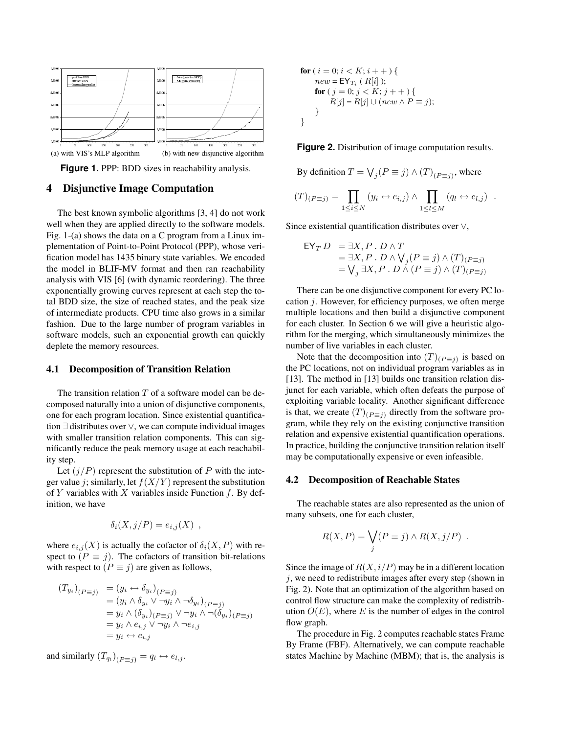(a) with VIS's MLP algorithm (b) with new disjunctive algorithm

**Figure 1.** PPP: BDD sizes in reachability analysis.

## 4 Disjunctive Image Computation

The best known symbolic algorithms [3, 4] do not work well when they are applied directly to the software models. Fig. 1-(a) shows the data on a C program from a Linux implementation of Point-to-Point Protocol (PPP), whose verification model has 1435 binary state variables. We encoded the model in BLIF-MV format and then ran reachability analysis with VIS [6] (with dynamic reordering). The three exponentially growing curves represent at each step the total BDD size, the size of reached states, and the peak size of intermediate products. CPU time also grows in a similar fashion. Due to the large number of program variables in software models, such an exponential growth can quickly deplete the memory resources.

### 4.1 Decomposition of Transition Relation

The transition relation $T$ of a software model can be decomposed naturally into a union of disjunctive components, one for each program location. Since existential quantification $\exists$ distributes over $\vee$, we can compute individual images with smaller transition relation components. This can significantly reduce the peak memory usage at each reachability step.

Let $(j/P)$ represent the substitution of $P$ with the integer value $j$; similarly, let $f(X/Y)$ represent the substitution of $Y$ variables with $X$ variables inside Function $f$. By definition, we have

$$\delta_i(X, j/P) = e_{i,j}(X) \ ,$$

where $e_{i,j}(X)$ is actually the cofactor of $\delta_i(X, P)$ with respect to $(P \equiv j)$. The cofactors of transition bit-relations with respect to $(P \equiv j)$ are given as follows,

$$\begin{aligned}
(T_{y_i})_{(P\equiv j)} &= (y_i \leftrightarrow \delta_{y_i})_{(P\equiv j)} \\
&= (y_i \wedge \delta_{y_i} \vee \neg y_i \wedge \neg\delta_{y_i})_{(P\equiv j)} \\
&= y_i \wedge (\delta_{y_i})_{(P\equiv j)} \vee \neg y_i \wedge \neg(\delta_{y_i})_{(P\equiv j)} \\
&= y_i \wedge e_{i,j} \vee \neg y_i \wedge \neg e_{i,j} \\
&= y_i \leftrightarrow e_{i,j}
\end{aligned}$$

and similarly $(T_{q_l})_{(P\equiv j)} = q_l \leftrightarrow e_{l,j}$.

```
for ( i = 0; i < K; i++ ) {
    new = EY_{T_i} ( R[i] );
    for ( j = 0; j < K; j++ ) {
        R[j] = R[j] ∪ (new ∧ P ≡ j);
    }
}
```

**Figure 2.** Distribution of image computation results.

By definition $T = \bigvee_j (P \equiv j) \wedge (T)_{(P\equiv j)}$, where

$$(T)_{(P\equiv j)} = \prod_{1\leq i\leq N} (y_i \leftrightarrow e_{i,j}) \wedge \prod_{1\leq l\leq M} (q_l \leftrightarrow e_{l,j}) \ .$$

Since existential quantification distributes over $\vee$,

$$\begin{aligned}
\mathsf{EY}_T\, D &= \exists X, P \,.\, D \wedge T \\
&= \exists X, P \,.\, D \wedge \bigvee_j (P \equiv j) \wedge (T)_{(P\equiv j)} \\
&= \bigvee_j \exists X, P \,.\, D \wedge (P \equiv j) \wedge (T)_{(P\equiv j)}
\end{aligned}$$

There can be one disjunctive component for every PC location $j$. However, for efficiency purposes, we often merge multiple locations and then build a disjunctive component for each cluster. In Section 6 we will give a heuristic algorithm for the merging, which simultaneously minimizes the number of live variables in each cluster.

Note that the decomposition into $(T)_{(P\equiv j)}$ is based on the PC locations, not on individual program variables as in [13]. The method in [13] builds one transition relation disjunct for each variable, which often defeats the purpose of exploiting variable locality. Another significant difference is that, we create $(T)_{(P\equiv j)}$ directly from the software program, while they rely on the existing conjunctive transition relation and expensive existential quantification operations. In practice, building the conjunctive transition relation itself may be computationally expensive or even infeasible.

### 4.2 Decomposition of Reachable States

The reachable states are also represented as the union of many subsets, one for each cluster,

$$R(X, P) = \bigvee_j (P \equiv j) \wedge R(X, j/P) \ .$$

Since the image of $R(X, i/P)$ may be in a different location $j$, we need to redistribute images after every step (shown in Fig. 2). Note that an optimization of the algorithm based on control flow structure can make the complexity of redistribution $O(E)$, where $E$ is the number of edges in the control flow graph.

The procedure in Fig. 2 computes reachable states Frame By Frame (FBF). Alternatively, we can compute reachable states Machine by Machine (MBM); that is, the analysis is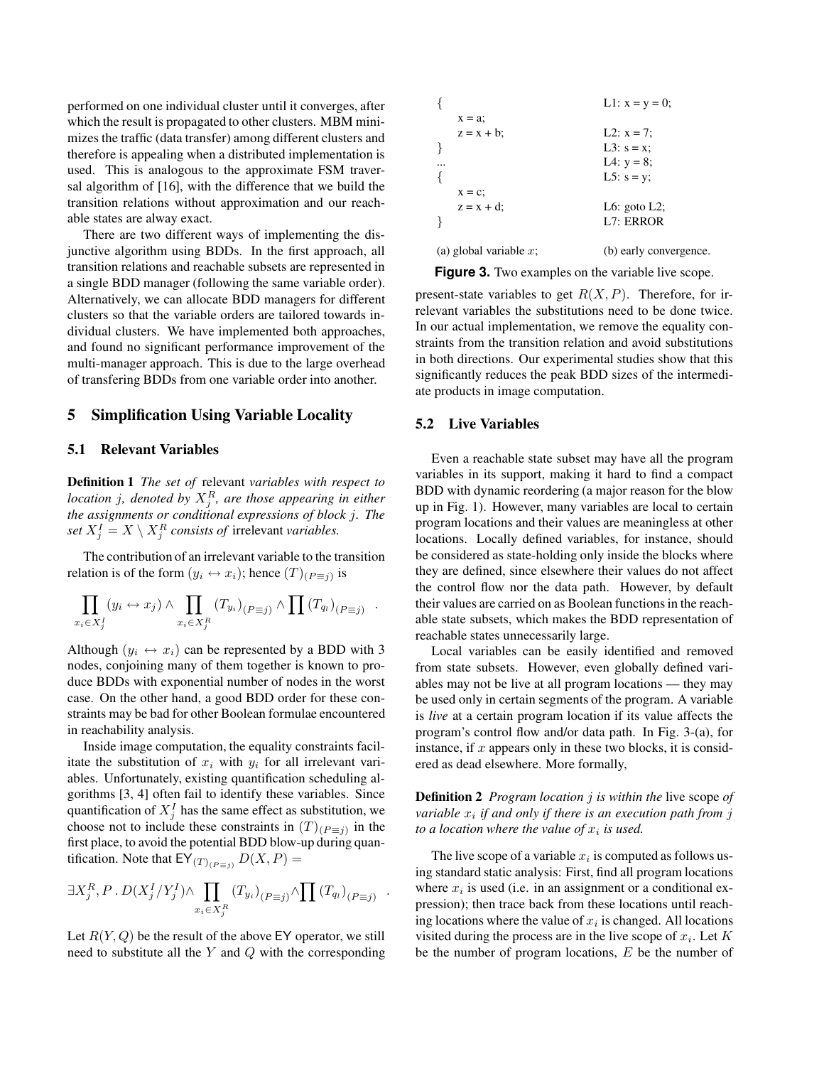performed on one individual cluster until it converges, after which the result is propagated to other clusters. MBM minimizes the traffic (data transfer) among different clusters and therefore is appealing when a distributed implementation is used. This is analogous to the approximate FSM traversal algorithm of [16], with the difference that we build the transition relations without approximation and our reachable states are alway exact.

There are two different ways of implementing the disjunctive algorithm using BDDs. In the first approach, all transition relations and reachable subsets are represented in a single BDD manager (following the same variable order). Alternatively, we can allocate BDD managers for different clusters so that the variable orders are tailored towards individual clusters. We have implemented both approaches, and found no significant performance improvement of the multi-manager approach. This is due to the large overhead of transfering BDDs from one variable order into another.

## 5 Simplification Using Variable Locality

### 5.1 Relevant Variables

**Definition 1** *The set of* relevant *variables with respect to location $j$, denoted by $X_j^R$, are those appearing in either the assignments or conditional expressions of block $j$. The set $X_j^I = X \setminus X_j^R$ consists of* irrelevant *variables.*

The contribution of an irrelevant variable to the transition relation is of the form $(y_i \leftrightarrow x_i)$; hence $(T)_{(P\equiv j)}$ is

$$\prod_{x_i \in X_j^I} (y_i \leftrightarrow x_j) \wedge \prod_{x_i \in X_j^R} (T_{y_i})_{(P\equiv j)} \wedge \prod (T_{q_l})_{(P\equiv j)} \quad .$$

Although $(y_i \leftrightarrow x_i)$ can be represented by a BDD with 3 nodes, conjoining many of them together is known to produce BDDs with exponential number of nodes in the worst case. On the other hand, a good BDD order for these constraints may be bad for other Boolean formulae encountered in reachability analysis.

Inside image computation, the equality constraints facilitate the substitution of $x_i$ with $y_i$ for all irrelevant variables. Unfortunately, existing quantification scheduling algorithms [3, 4] often fail to identify these variables. Since quantification of $X_j^I$ has the same effect as substitution, we choose not to include these constraints in $(T)_{(P\equiv j)}$ in the first place, to avoid the potential BDD blow-up during quantification. Note that $\mathsf{EY}_{(T)_{(P\equiv j)}}\, D(X, P) =$

$$\exists X_j^R, P \,.\, D(X_j^I / Y_j^I) \wedge \prod_{x_i \in X_j^R} (T_{y_i})_{(P\equiv j)} \wedge \prod (T_{q_l})_{(P\equiv j)} \quad .$$

Let $R(Y, Q)$ be the result of the above $\mathsf{EY}$ operator, we still need to substitute all the $Y$ and $Q$ with the corresponding present-state variables to get $R(X, P)$. Therefore, for irrelevant variables the substitutions need to be done twice. In our actual implementation, we remove the equality constraints from the transition relation and avoid substitutions in both directions. Our experimental studies show that this significantly reduces the peak BDD sizes of the intermediate products in image computation.

```
{
    x = a;
    z = x + b;
}
...
{
    x = c;
    z = x + d;
}
```

(a) global variable $x$;

```
L1: x = y = 0;

L2: x = 7;
L3: s = x;
L4: y = 8;
L5: s = y;

L6: goto L2;
L7: ERROR
```

(b) early convergence.

**Figure 3.** Two examples on the variable live scope.

### 5.2 Live Variables

Even a reachable state subset may have all the program variables in its support, making it hard to find a compact BDD with dynamic reordering (a major reason for the blow up in Fig. 1). However, many variables are local to certain program locations and their values are meaningless at other locations. Locally defined variables, for instance, should be considered as state-holding only inside the blocks where they are defined, since elsewhere their values do not affect the control flow nor the data path. However, by default their values are carried on as Boolean functions in the reachable state subsets, which makes the BDD representation of reachable states unnecessarily large.

Local variables can be easily identified and removed from state subsets. However, even globally defined variables may not be live at all program locations — they may be used only in certain segments of the program. A variable is *live* at a certain program location if its value affects the program's control flow and/or data path. In Fig. 3-(a), for instance, if $x$ appears only in these two blocks, it is considered as dead elsewhere. More formally,

**Definition 2** *Program location $j$ is within the* live scope *of variable $x_i$ if and only if there is an execution path from $j$ to a location where the value of $x_i$ is used.*

The live scope of a variable $x_i$ is computed as follows using standard static analysis: First, find all program locations where $x_i$ is used (i.e. in an assignment or a conditional expression); then trace back from these locations until reaching locations where the value of $x_i$ is changed. All locations visited during the process are in the live scope of $x_i$. Let $K$ be the number of program locations, $E$ be the number of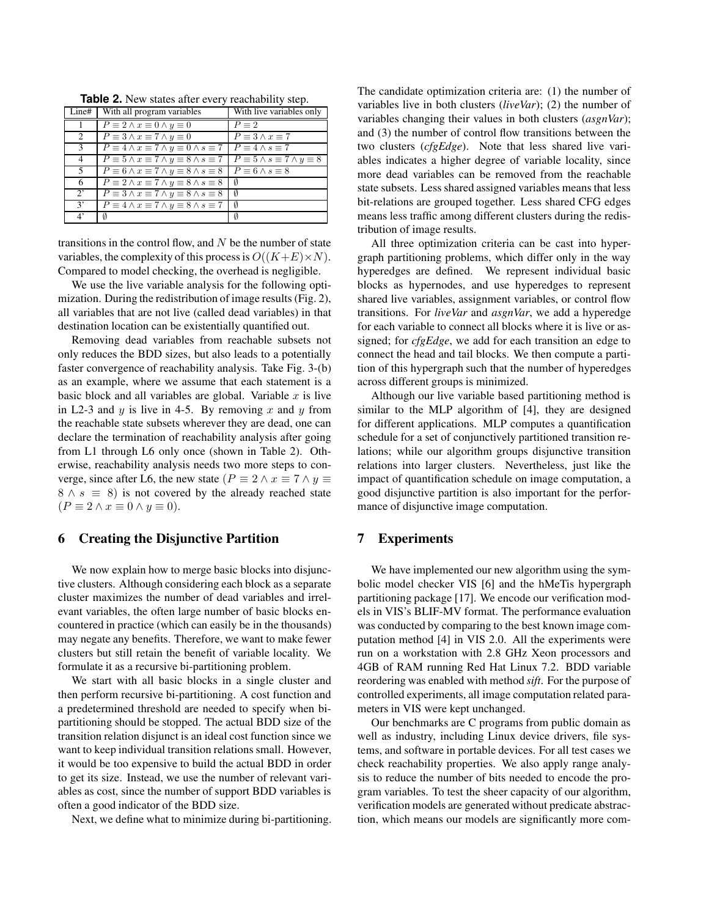**Table 2.** New states after every reachability step.

| Line# | With all program variables | With live variables only |
|---|---|---|
| 1 | $P \equiv 2 \wedge x \equiv 0 \wedge y \equiv 0$ | $P \equiv 2$ |
| 2 | $P \equiv 3 \wedge x \equiv 7 \wedge y \equiv 0$ | $P \equiv 3 \wedge x \equiv 7$ |
| 3 | $P \equiv 4 \wedge x \equiv 7 \wedge y \equiv 0 \wedge s \equiv 7$ | $P \equiv 4 \wedge s \equiv 7$ |
| 4 | $P \equiv 5 \wedge x \equiv 7 \wedge y \equiv 8 \wedge s \equiv 7$ | $P \equiv 5 \wedge s \equiv 7 \wedge y \equiv 8$ |
| 5 | $P \equiv 6 \wedge x \equiv 7 \wedge y \equiv 8 \wedge s \equiv 8$ | $P \equiv 6 \wedge s \equiv 8$ |
| 6 | $P \equiv 2 \wedge x \equiv 7 \wedge y \equiv 8 \wedge s \equiv 8$ | $\emptyset$ |
| 2' | $P \equiv 3 \wedge x \equiv 7 \wedge y \equiv 8 \wedge s \equiv 8$ | $\emptyset$ |
| 3' | $P \equiv 4 \wedge x \equiv 7 \wedge y \equiv 8 \wedge s \equiv 7$ | $\emptyset$ |
| 4' | $\emptyset$ | $\emptyset$ |

transitions in the control flow, and $N$ be the number of state variables, the complexity of this process is $O((K+E) \times N)$. Compared to model checking, the overhead is negligible.

We use the live variable analysis for the following optimization. During the redistribution of image results (Fig. 2), all variables that are not live (called dead variables) in that destination location can be existentially quantified out.

Removing dead variables from reachable subsets not only reduces the BDD sizes, but also leads to a potentially faster convergence of reachability analysis. Take Fig. 3-(b) as an example, where we assume that each statement is a basic block and all variables are global. Variable $x$ is live in L2-3 and $y$ is live in 4-5. By removing $x$ and $y$ from the reachable state subsets wherever they are dead, one can declare the termination of reachability analysis after going from L1 through L6 only once (shown in Table 2). Otherwise, reachability analysis needs two more steps to converge, since after L6, the new state $(P \equiv 2 \wedge x \equiv 7 \wedge y \equiv 8 \wedge s \equiv 8)$ is not covered by the already reached state $(P \equiv 2 \wedge x \equiv 0 \wedge y \equiv 0)$.

## 6 Creating the Disjunctive Partition

We now explain how to merge basic blocks into disjunctive clusters. Although considering each block as a separate cluster maximizes the number of dead variables and irrelevant variables, the often large number of basic blocks encountered in practice (which can easily be in the thousands) may negate any benefits. Therefore, we want to make fewer clusters but still retain the benefit of variable locality. We formulate it as a recursive bi-partitioning problem.

We start with all basic blocks in a single cluster and then perform recursive bi-partitioning. A cost function and a predetermined threshold are needed to specify when bi-partitioning should be stopped. The actual BDD size of the transition relation disjunct is an ideal cost function since we want to keep individual transition relations small. However, it would be too expensive to build the actual BDD in order to get its size. Instead, we use the number of relevant variables as cost, since the number of support BDD variables is often a good indicator of the BDD size.

Next, we define what to minimize during bi-partitioning. The candidate optimization criteria are: (1) the number of variables live in both clusters (*liveVar*); (2) the number of variables changing their values in both clusters (*asgnVar*); and (3) the number of control flow transitions between the two clusters (*cfgEdge*). Note that less shared live variables indicates a higher degree of variable locality, since more dead variables can be removed from the reachable state subsets. Less shared assigned variables means that less bit-relations are grouped together. Less shared CFG edges means less traffic among different clusters during the redistribution of image results.

All three optimization criteria can be cast into hypergraph partitioning problems, which differ only in the way hyperedges are defined. We represent individual basic blocks as hypernodes, and use hyperedges to represent shared live variables, assignment variables, or control flow transitions. For *liveVar* and *asgnVar*, we add a hyperedge for each variable to connect all blocks where it is live or assigned; for *cfgEdge*, we add for each transition an edge to connect the head and tail blocks. We then compute a partition of this hypergraph such that the number of hyperedges across different groups is minimized.

Although our live variable based partitioning method is similar to the MLP algorithm of [4], they are designed for different applications. MLP computes a quantification schedule for a set of conjunctively partitioned transition relations; while our algorithm groups disjunctive transition relations into larger clusters. Nevertheless, just like the impact of quantification schedule on image computation, a good disjunctive partition is also important for the performance of disjunctive image computation.

## 7 Experiments

We have implemented our new algorithm using the symbolic model checker VIS [6] and the hMeTis hypergraph partitioning package [17]. We encode our verification models in VIS's BLIF-MV format. The performance evaluation was conducted by comparing to the best known image computation method [4] in VIS 2.0. All the experiments were run on a workstation with 2.8 GHz Xeon processors and 4GB of RAM running Red Hat Linux 7.2. BDD variable reordering was enabled with method *sift*. For the purpose of controlled experiments, all image computation related parameters in VIS were kept unchanged.

Our benchmarks are C programs from public domain as well as industry, including Linux device drivers, file systems, and software in portable devices. For all test cases we check reachability properties. We also apply range analysis to reduce the number of bits needed to encode the program variables. To test the sheer capacity of our algorithm, verification models are generated without predicate abstraction, which means our models are significantly more com-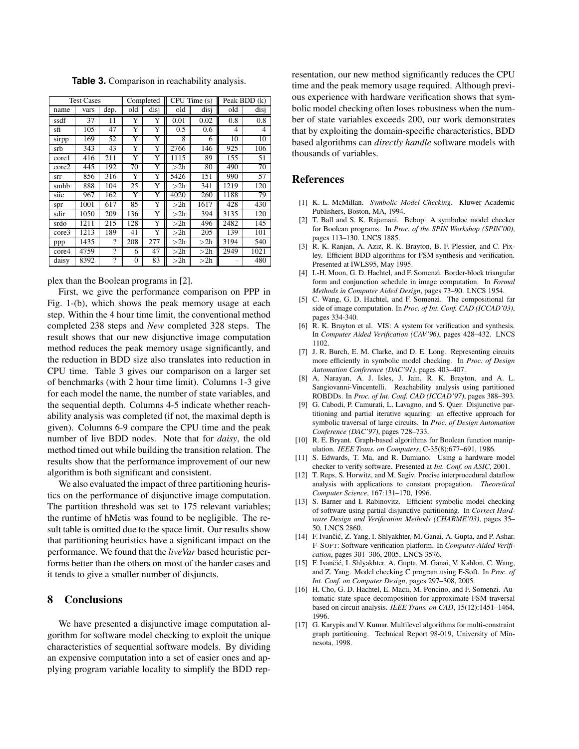**Table 3.** Comparison in reachability analysis.

| Test Cases | | | Completed | | CPU Time (s) | | Peak BDD (k) | |
|---|---|---|---|---|---|---|---|---|
| name | vars | dep. | old | disj | old | disj | old | disj |
| ssdf | 37 | 11 | Y | Y | 0.01 | 0.02 | 0.8 | 0.8 |
| sfi | 105 | 47 | Y | Y | 0.5 | 0.6 | 4 | 4 |
| sirpp | 169 | 52 | Y | Y | 8 | 6 | 10 | 10 |
| srb | 343 | 43 | Y | Y | 2766 | 146 | 925 | 106 |
| core1 | 416 | 211 | Y | Y | 1115 | 89 | 155 | 51 |
| core2 | 445 | 192 | 70 | Y | >2h | 80 | 490 | 70 |
| srr | 856 | 316 | Y | Y | 5426 | 151 | 990 | 57 |
| smhb | 888 | 104 | 25 | Y | >2h | 341 | 1219 | 120 |
| siic | 967 | 162 | Y | Y | 4020 | 260 | 1188 | 79 |
| spr | 1001 | 617 | 85 | Y | >2h | 1617 | 428 | 430 |
| sdir | 1050 | 209 | 136 | Y | >2h | 394 | 3135 | 120 |
| srdo | 1211 | 215 | 128 | Y | >2h | 496 | 2482 | 145 |
| core3 | 1213 | 189 | 41 | Y | >2h | 205 | 139 | 101 |
| ppp | 1435 | ? | 208 | 277 | >2h | >2h | 3194 | 540 |
| core4 | 4759 | ? | 6 | 47 | >2h | >2h | 2949 | 1021 |
| daisy | 8392 | ? | 0 | 83 | >2h | >2h | - | 480 |

plex than the Boolean programs in [2].

First, we give the performance comparison on PPP in Fig. 1-(b), which shows the peak memory usage at each step. Within the 4 hour time limit, the conventional method completed 238 steps and *New* completed 328 steps. The result shows that our new disjunctive image computation method reduces the peak memory usage significantly, and the reduction in BDD size also translates into reduction in CPU time. Table 3 gives our comparison on a larger set of benchmarks (with 2 hour time limit). Columns 1-3 give for each model the name, the number of state variables, and the sequential depth. Columns 4-5 indicate whether reachability analysis was completed (if not, the maximal depth is given). Columns 6-9 compare the CPU time and the peak number of live BDD nodes. Note that for *daisy*, the old method timed out while building the transition relation. The results show that the performance improvement of our new algorithm is both significant and consistent.

We also evaluated the impact of three partitioning heuristics on the performance of disjunctive image computation. The partition threshold was set to 175 relevant variables; the runtime of hMetis was found to be negligible. The result table is omitted due to the space limit. Our results show that partitioning heuristics have a significant impact on the performance. We found that the *liveVar* based heuristic performs better than the others on most of the harder cases and it tends to give a smaller number of disjuncts.

## 8 Conclusions

We have presented a disjunctive image computation algorithm for software model checking to exploit the unique characteristics of sequential software models. By dividing an expensive computation into a set of easier ones and applying program variable locality to simplify the BDD representation, our new method significantly reduces the CPU time and the peak memory usage required. Although previous experience with hardware verification shows that symbolic model checking often loses robustness when the number of state variables exceeds 200, our work demonstrates that by exploiting the domain-specific characteristics, BDD based algorithms can *directly handle* software models with thousands of variables.

## References

[1] K. L. McMillan. *Symbolic Model Checking*. Kluwer Academic Publishers, Boston, MA, 1994.

[2] T. Ball and S. K. Rajamani. Bebop: A symboloc model checker for Boolean programs. In *Proc. of the SPIN Workshop (SPIN'00)*, pages 113–130. LNCS 1885.

[3] R. K. Ranjan, A. Aziz, R. K. Brayton, B. F. Plessier, and C. Pixley. Efficient BDD algorithms for FSM synthesis and verification. Presented at IWLS95, May 1995.

[4] I.-H. Moon, G. D. Hachtel, and F. Somenzi. Border-block triangular form and conjunction schedule in image computation. In *Formal Methods in Computer Aided Design*, pages 73–90. LNCS 1954.

[5] C. Wang, G. D. Hachtel, and F. Somenzi. The compositional far side of image computation. In *Proc. of Int. Conf. CAD (ICCAD'03)*, pages 334-340.

[6] R. K. Brayton et al. VIS: A system for verification and synthesis. In *Computer Aided Verification (CAV'96)*, pages 428–432. LNCS 1102.

[7] J. R. Burch, E. M. Clarke, and D. E. Long. Representing circuits more efficiently in symbolic model checking. In *Proc. of Design Automation Conference (DAC'91)*, pages 403–407.

[8] A. Narayan, A. J. Isles, J. Jain, R. K. Brayton, and A. L. Sangiovanni-Vincentelli. Reachability analysis using partitioned ROBDDs. In *Proc. of Int. Conf. CAD (ICCAD'97)*, pages 388–393.

[9] G. Cabodi, P. Camurati, L. Lavagno, and S. Quer. Disjunctive partitioning and partial iterative squaring: an effective approach for symbolic traversal of large circuits. In *Proc. of Design Automation Conference (DAC'97)*, pages 728–733.

[10] R. E. Bryant. Graph-based algorithms for Boolean function manipulation. *IEEE Trans. on Computers*, C-35(8):677–691, 1986.

[11] S. Edwards, T. Ma, and R. Damiano. Using a hardware model checker to verify software. Presented at *Int. Conf. on ASIC*, 2001.

[12] T. Reps, S. Horwitz, and M. Sagiv. Precise interprocedural dataflow analysis with applications to constant propagation. *Theoretical Computer Science*, 167:131–170, 1996.

[13] S. Barner and I. Rabinovitz. Efficient symbolic model checking of software using partial disjunctive partitioning. In *Correct Hardware Design and Verification Methods (CHARME'03)*, pages 35–50. LNCS 2860.

[14] F. Ivančić, Z. Yang, I. Shlyakhter, M. Ganai, A. Gupta, and P. Ashar. F-SOFT: Software verification platform. In *Computer-Aided Verification*, pages 301–306, 2005. LNCS 3576.

[15] F. Ivančić, I. Shlyakhter, A. Gupta, M. Ganai, V. Kahlon, C. Wang, and Z. Yang. Model checking C program using F-Soft. In *Proc. of Int. Conf. on Computer Design*, pages 297–308, 2005.

[16] H. Cho, G. D. Hachtel, E. Macii, M. Poncino, and F. Somenzi. Automatic state space decomposition for approximate FSM traversal based on circuit analysis. *IEEE Trans. on CAD*, 15(12):1451–1464, 1996.

[17] G. Karypis and V. Kumar. Multilevel algorithms for multi-constraint graph partitioning. Technical Report 98-019, University of Minnesota, 1998.